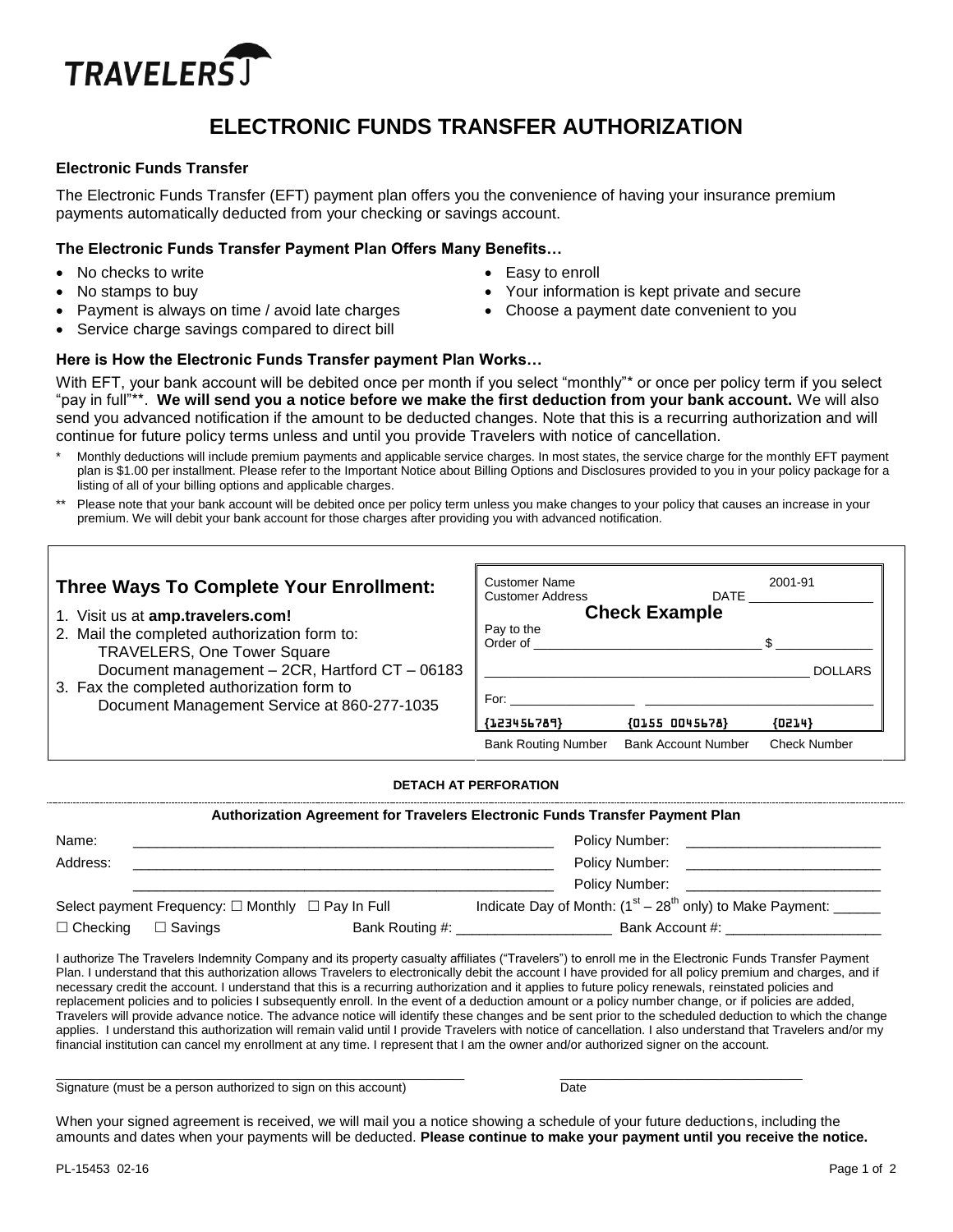TRAVELERS

# ELECTRONIC FUNDS TRANSFER AUTHORIZATION

### Electronic Funds Transfer

The Electronic Funds Transfer (EFT) payment plan offers you the convenience of having your insurance premium payments automatically deducted from your checking or savings account.

### The Electronic Funds Transfer Payment Plan Offers Many Benefits…

- No checks to write
- No stamps to buy
- Payment is always on time / avoid late charges
- Service charge savings compared to direct bill
- Easy to enroll
- Your information is kept private and secure
- Choose a payment date convenient to you

### Here is How the Electronic Funds Transfer payment Plan Works…

With EFT, your bank account will be debited once per month if you select "monthly"* or once per policy term if you select "pay in full"**. **We will send you a notice before we make the first deduction from your bank account.** We will also send you advanced notification if the amount to be deducted changes. Note that this is a recurring authorization and will continue for future policy terms unless and until you provide Travelers with notice of cancellation.

\* Monthly deductions will include premium payments and applicable service charges. In most states, the service charge for the monthly EFT payment plan is $1.00 per installment. Please refer to the Important Notice about Billing Options and Disclosures provided to you in your policy package for a listing of all of your billing options and applicable charges.

\** Please note that your bank account will be debited once per policy term unless you make changes to your policy that causes an increase in your premium. We will debit your bank account for those charges after providing you with advanced notification.

## Three Ways To Complete Your Enrollment:

1. Visit us at **amp.travelers.com!**
2. Mail the completed authorization form to:
   TRAVELERS, One Tower Square
   Document management – 2CR, Hartford CT – 06183
3. Fax the completed authorization form to
   Document Management Service at 860-277-1035

**Check Example**

Customer Name
Customer Address
2001-91
DATE ________________

Pay to the Order of ______________________________ $ ____________

______________________________________________ DOLLARS

For: ________________ ______________________________

{123456789} {0155 0045678} {0214}

Bank Routing Number | Bank Account Number | Check Number

**DETACH AT PERFORATION**

**Authorization Agreement for Travelers Electronic Funds Transfer Payment Plan**

Name: ______________________________________ Policy Number: ______________________

Address: ____________________________________ Policy Number: ______________________

____________________________________________ Policy Number: ______________________

Select payment Frequency: ☐ Monthly ☐ Pay In Full    Indicate Day of Month: ($1^{st}$ – $28^{th}$ only) to Make Payment: ______

☐ Checking ☐ Savings    Bank Routing #: ____________________ Bank Account #: ____________________

I authorize The Travelers Indemnity Company and its property casualty affiliates ("Travelers") to enroll me in the Electronic Funds Transfer Payment Plan. I understand that this authorization allows Travelers to electronically debit the account I have provided for all policy premium and charges, and if necessary credit the account. I understand that this is a recurring authorization and it applies to future policy renewals, reinstated policies and replacement policies and to policies I subsequently enroll. In the event of a deduction amount or a policy number change, or if policies are added, Travelers will provide advance notice. The advance notice will identify these changes and be sent prior to the scheduled deduction to which the change applies. I understand this authorization will remain valid until I provide Travelers with notice of cancellation. I also understand that Travelers and/or my financial institution can cancel my enrollment at any time. I represent that I am the owner and/or authorized signer on the account.

______________________________________________ ______________________________

Signature (must be a person authorized to sign on this account) Date

When your signed agreement is received, we will mail you a notice showing a schedule of your future deductions, including the amounts and dates when your payments will be deducted. **Please continue to make your payment until you receive the notice.**

PL-15453 02-16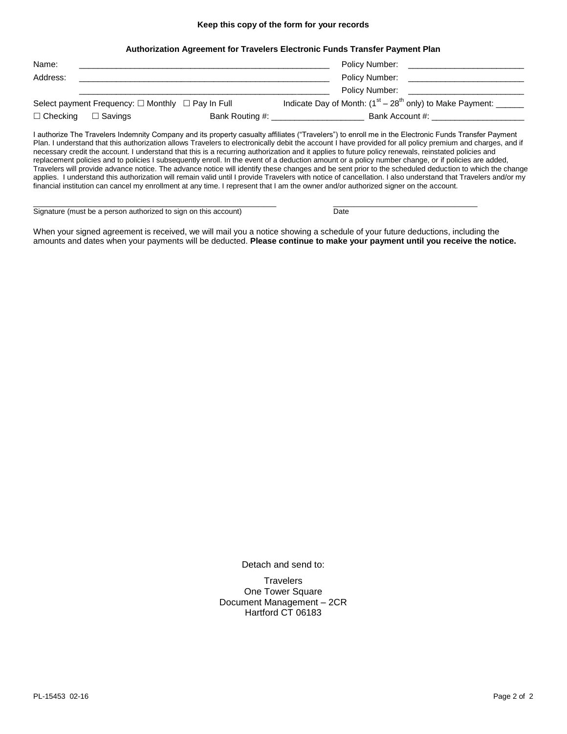**Keep this copy of the form for your records**

**Authorization Agreement for Travelers Electronic Funds Transfer Payment Plan**

Name: ______________________________________________________ Policy Number: ________________________

Address: ______________________________________________________ Policy Number: ________________________

______________________________________________________ Policy Number: ________________________

Select payment Frequency: ☐ Monthly ☐ Pay In Full Indicate Day of Month: ($1^{st}$ – $28^{th}$ only) to Make Payment: ______

☐ Checking ☐ Savings Bank Routing #: ___________________ Bank Account #: ___________________

I authorize The Travelers Indemnity Company and its property casualty affiliates ("Travelers") to enroll me in the Electronic Funds Transfer Payment Plan. I understand that this authorization allows Travelers to electronically debit the account I have provided for all policy premium and charges, and if necessary credit the account. I understand that this is a recurring authorization and it applies to future policy renewals, reinstated policies and replacement policies and to policies I subsequently enroll. In the event of a deduction amount or a policy number change, or if policies are added, Travelers will provide advance notice. The advance notice will identify these changes and be sent prior to the scheduled deduction to which the change applies. I understand this authorization will remain valid until I provide Travelers with notice of cancellation. I also understand that Travelers and/or my financial institution can cancel my enrollment at any time. I represent that I am the owner and/or authorized signer on the account.

______________________________________________________ ________________________________

Signature (must be a person authorized to sign on this account) Date

When your signed agreement is received, we will mail you a notice showing a schedule of your future deductions, including the amounts and dates when your payments will be deducted. **Please continue to make your payment until you receive the notice.**

Detach and send to:

Travelers
One Tower Square
Document Management – 2CR
Hartford CT 06183

PL-15453 02-16